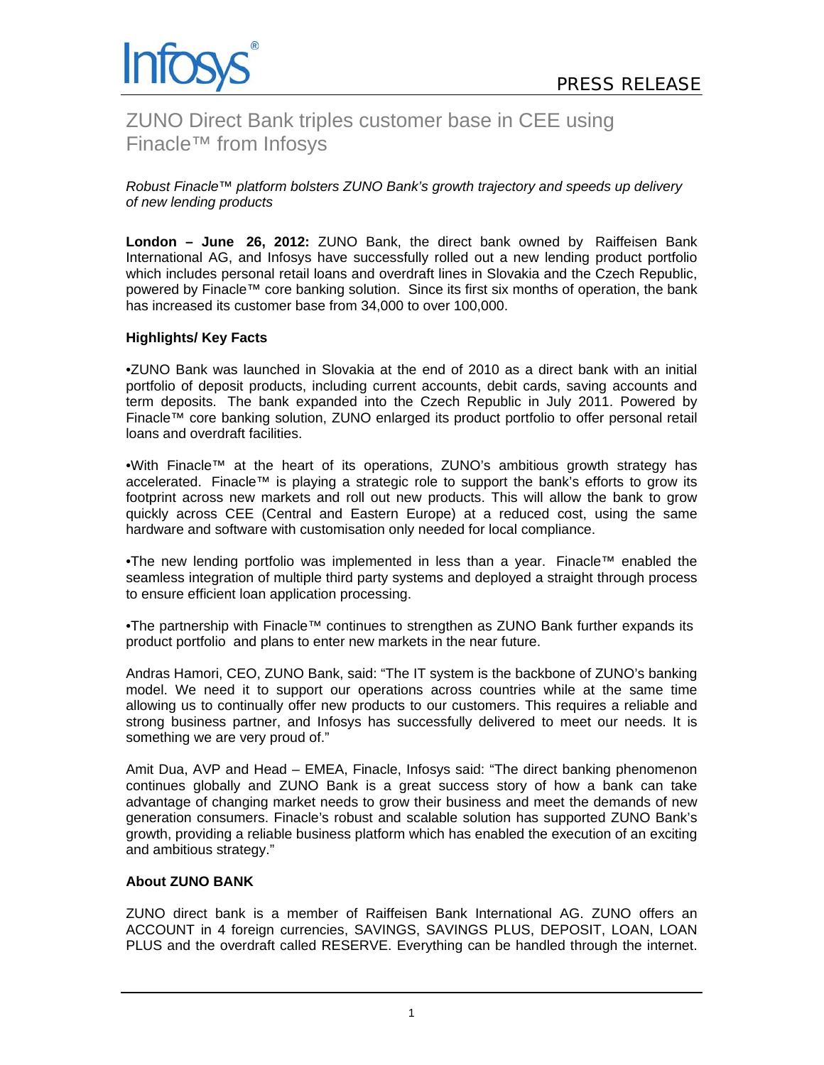PRESS RELEASE

# ZUNO Direct Bank triples customer base in CEE using Finacle™ from Infosys

*Robust Finacle™ platform bolsters ZUNO Bank's growth trajectory and speeds up delivery of new lending products*

**London – June 26, 2012:** ZUNO Bank, the direct bank owned by Raiffeisen Bank International AG, and Infosys have successfully rolled out a new lending product portfolio which includes personal retail loans and overdraft lines in Slovakia and the Czech Republic, powered by Finacle™ core banking solution. Since its first six months of operation, the bank has increased its customer base from 34,000 to over 100,000.

**Highlights/ Key Facts**

•ZUNO Bank was launched in Slovakia at the end of 2010 as a direct bank with an initial portfolio of deposit products, including current accounts, debit cards, saving accounts and term deposits. The bank expanded into the Czech Republic in July 2011. Powered by Finacle™ core banking solution, ZUNO enlarged its product portfolio to offer personal retail loans and overdraft facilities.

•With Finacle™ at the heart of its operations, ZUNO's ambitious growth strategy has accelerated. Finacle™ is playing a strategic role to support the bank's efforts to grow its footprint across new markets and roll out new products. This will allow the bank to grow quickly across CEE (Central and Eastern Europe) at a reduced cost, using the same hardware and software with customisation only needed for local compliance.

•The new lending portfolio was implemented in less than a year. Finacle™ enabled the seamless integration of multiple third party systems and deployed a straight through process to ensure efficient loan application processing.

•The partnership with Finacle™ continues to strengthen as ZUNO Bank further expands its product portfolio and plans to enter new markets in the near future.

Andras Hamori, CEO, ZUNO Bank, said: "The IT system is the backbone of ZUNO's banking model. We need it to support our operations across countries while at the same time allowing us to continually offer new products to our customers. This requires a reliable and strong business partner, and Infosys has successfully delivered to meet our needs. It is something we are very proud of."

Amit Dua, AVP and Head – EMEA, Finacle, Infosys said: "The direct banking phenomenon continues globally and ZUNO Bank is a great success story of how a bank can take advantage of changing market needs to grow their business and meet the demands of new generation consumers. Finacle's robust and scalable solution has supported ZUNO Bank's growth, providing a reliable business platform which has enabled the execution of an exciting and ambitious strategy."

**About ZUNO BANK**

ZUNO direct bank is a member of Raiffeisen Bank International AG. ZUNO offers an ACCOUNT in 4 foreign currencies, SAVINGS, SAVINGS PLUS, DEPOSIT, LOAN, LOAN PLUS and the overdraft called RESERVE. Everything can be handled through the internet.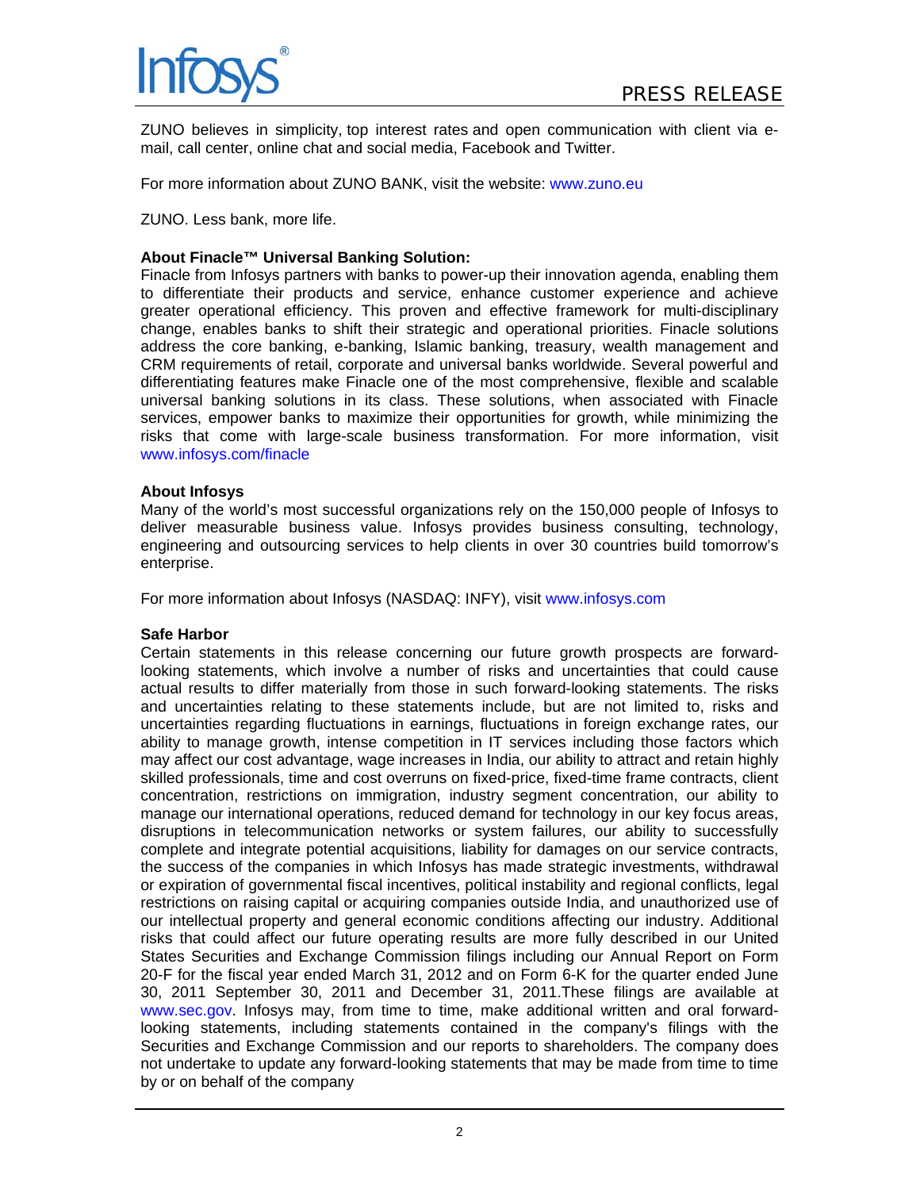ZUNO believes in simplicity, top interest rates and open communication with client via e-mail, call center, online chat and social media, Facebook and Twitter.

For more information about ZUNO BANK, visit the website: www.zuno.eu

ZUNO. Less bank, more life.

**About Finacle™ Universal Banking Solution:**

Finacle from Infosys partners with banks to power-up their innovation agenda, enabling them to differentiate their products and service, enhance customer experience and achieve greater operational efficiency. This proven and effective framework for multi-disciplinary change, enables banks to shift their strategic and operational priorities. Finacle solutions address the core banking, e-banking, Islamic banking, treasury, wealth management and CRM requirements of retail, corporate and universal banks worldwide. Several powerful and differentiating features make Finacle one of the most comprehensive, flexible and scalable universal banking solutions in its class. These solutions, when associated with Finacle services, empower banks to maximize their opportunities for growth, while minimizing the risks that come with large-scale business transformation. For more information, visit www.infosys.com/finacle

**About Infosys**

Many of the world's most successful organizations rely on the 150,000 people of Infosys to deliver measurable business value. Infosys provides business consulting, technology, engineering and outsourcing services to help clients in over 30 countries build tomorrow's enterprise.

For more information about Infosys (NASDAQ: INFY), visit www.infosys.com

**Safe Harbor**

Certain statements in this release concerning our future growth prospects are forward-looking statements, which involve a number of risks and uncertainties that could cause actual results to differ materially from those in such forward-looking statements. The risks and uncertainties relating to these statements include, but are not limited to, risks and uncertainties regarding fluctuations in earnings, fluctuations in foreign exchange rates, our ability to manage growth, intense competition in IT services including those factors which may affect our cost advantage, wage increases in India, our ability to attract and retain highly skilled professionals, time and cost overruns on fixed-price, fixed-time frame contracts, client concentration, restrictions on immigration, industry segment concentration, our ability to manage our international operations, reduced demand for technology in our key focus areas, disruptions in telecommunication networks or system failures, our ability to successfully complete and integrate potential acquisitions, liability for damages on our service contracts, the success of the companies in which Infosys has made strategic investments, withdrawal or expiration of governmental fiscal incentives, political instability and regional conflicts, legal restrictions on raising capital or acquiring companies outside India, and unauthorized use of our intellectual property and general economic conditions affecting our industry. Additional risks that could affect our future operating results are more fully described in our United States Securities and Exchange Commission filings including our Annual Report on Form 20-F for the fiscal year ended March 31, 2012 and on Form 6-K for the quarter ended June 30, 2011 September 30, 2011 and December 31, 2011.These filings are available at www.sec.gov. Infosys may, from time to time, make additional written and oral forward-looking statements, including statements contained in the company's filings with the Securities and Exchange Commission and our reports to shareholders. The company does not undertake to update any forward-looking statements that may be made from time to time by or on behalf of the company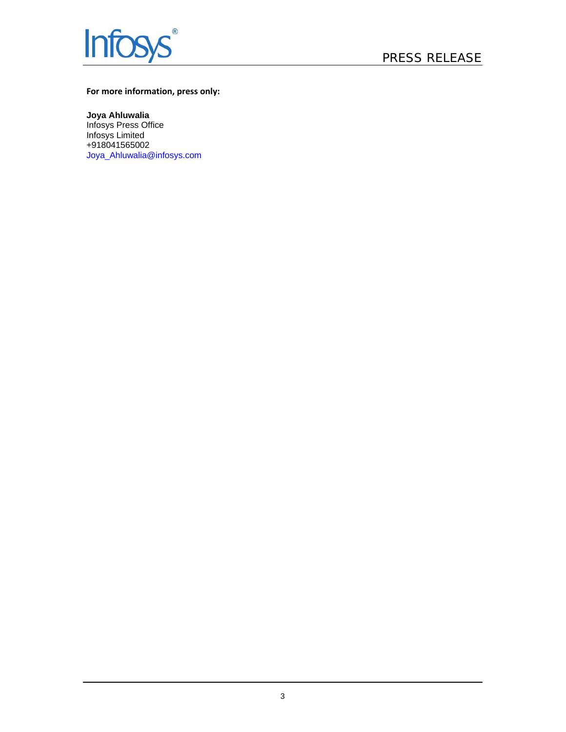**For more information, press only:**

**Joya Ahluwalia**
Infosys Press Office
Infosys Limited
+918041565002
Joya_Ahluwalia@infosys.com